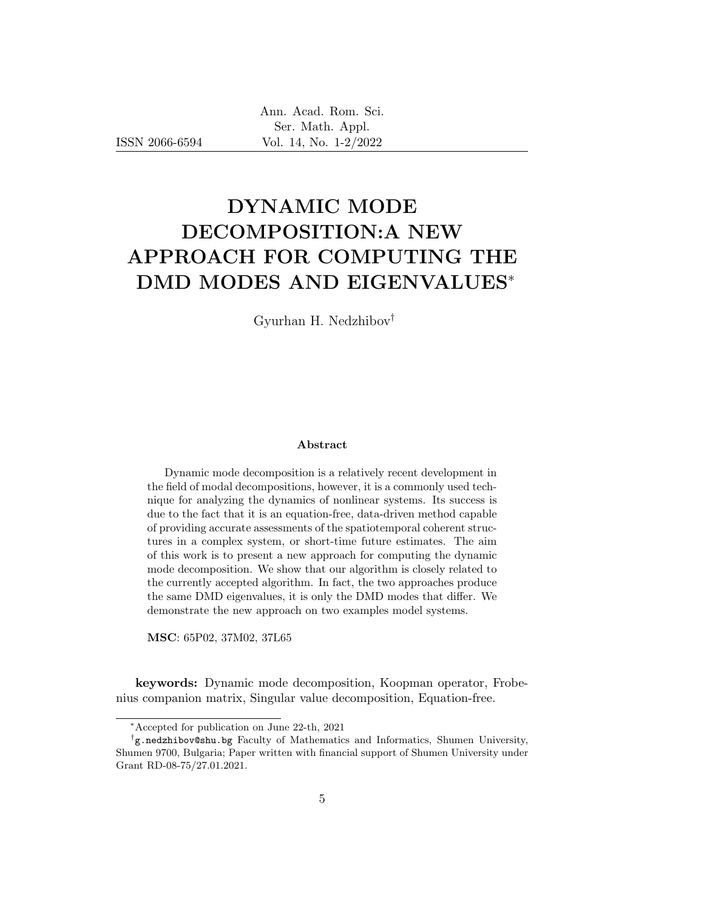# DYNAMIC MODE DECOMPOSITION:A NEW APPROACH FOR COMPUTING THE DMD MODES AND EIGENVALUES*

Gyurhan H. Nedzhibov†

### Abstract

Dynamic mode decomposition is a relatively recent development in the field of modal decompositions, however, it is a commonly used technique for analyzing the dynamics of nonlinear systems. Its success is due to the fact that it is an equation-free, data-driven method capable of providing accurate assessments of the spatiotemporal coherent structures in a complex system, or short-time future estimates. The aim of this work is to present a new approach for computing the dynamic mode decomposition. We show that our algorithm is closely related to the currently accepted algorithm. In fact, the two approaches produce the same DMD eigenvalues, it is only the DMD modes that differ. We demonstrate the new approach on two examples model systems.

**MSC**: 65P02, 37M02, 37L65

**keywords:** Dynamic mode decomposition, Koopman operator, Frobenius companion matrix, Singular value decomposition, Equation-free.

---

*Accepted for publication on June 22-th, 2021

†`g.nedzhibov@shu.bg` Faculty of Mathematics and Informatics, Shumen University, Shumen 9700, Bulgaria; Paper written with financial support of Shumen University under Grant RD-08-75/27.01.2021.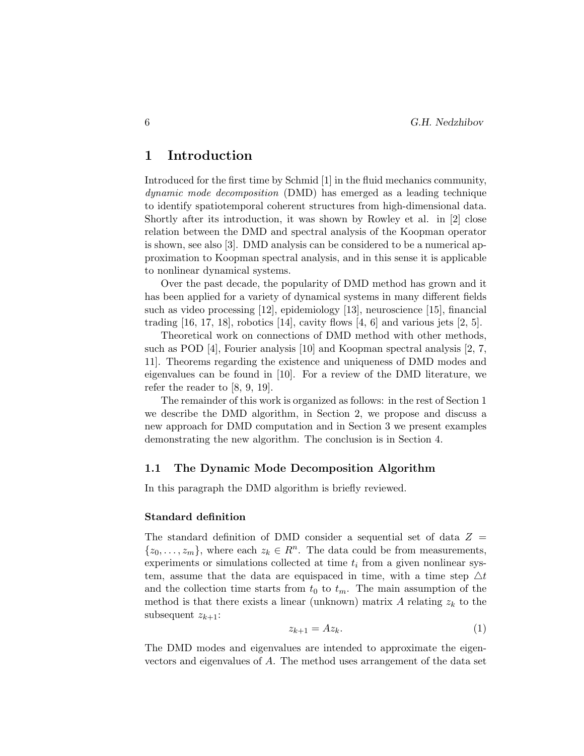# 1 Introduction

Introduced for the first time by Schmid [1] in the fluid mechanics community, *dynamic mode decomposition* (DMD) has emerged as a leading technique to identify spatiotemporal coherent structures from high-dimensional data. Shortly after its introduction, it was shown by Rowley et al. in [2] close relation between the DMD and spectral analysis of the Koopman operator is shown, see also [3]. DMD analysis can be considered to be a numerical approximation to Koopman spectral analysis, and in this sense it is applicable to nonlinear dynamical systems.

Over the past decade, the popularity of DMD method has grown and it has been applied for a variety of dynamical systems in many different fields such as video processing [12], epidemiology [13], neuroscience [15], financial trading [16, 17, 18], robotics [14], cavity flows [4, 6] and various jets [2, 5].

Theoretical work on connections of DMD method with other methods, such as POD [4], Fourier analysis [10] and Koopman spectral analysis [2, 7, 11]. Theorems regarding the existence and uniqueness of DMD modes and eigenvalues can be found in [10]. For a review of the DMD literature, we refer the reader to [8, 9, 19].

The remainder of this work is organized as follows: in the rest of Section 1 we describe the DMD algorithm, in Section 2, we propose and discuss a new approach for DMD computation and in Section 3 we present examples demonstrating the new algorithm. The conclusion is in Section 4.

## 1.1 The Dynamic Mode Decomposition Algorithm

In this paragraph the DMD algorithm is briefly reviewed.

### Standard definition

The standard definition of DMD consider a sequential set of data $Z = \{z_0, \ldots, z_m\}$, where each $z_k \in R^n$. The data could be from measurements, experiments or simulations collected at time $t_i$ from a given nonlinear system, assume that the data are equispaced in time, with a time step $\triangle t$ and the collection time starts from $t_0$ to $t_m$. The main assumption of the method is that there exists a linear (unknown) matrix $A$ relating $z_k$ to the subsequent $z_{k+1}$:

$$z_{k+1} = Az_k. \tag{1}$$

The DMD modes and eigenvalues are intended to approximate the eigenvectors and eigenvalues of $A$. The method uses arrangement of the data set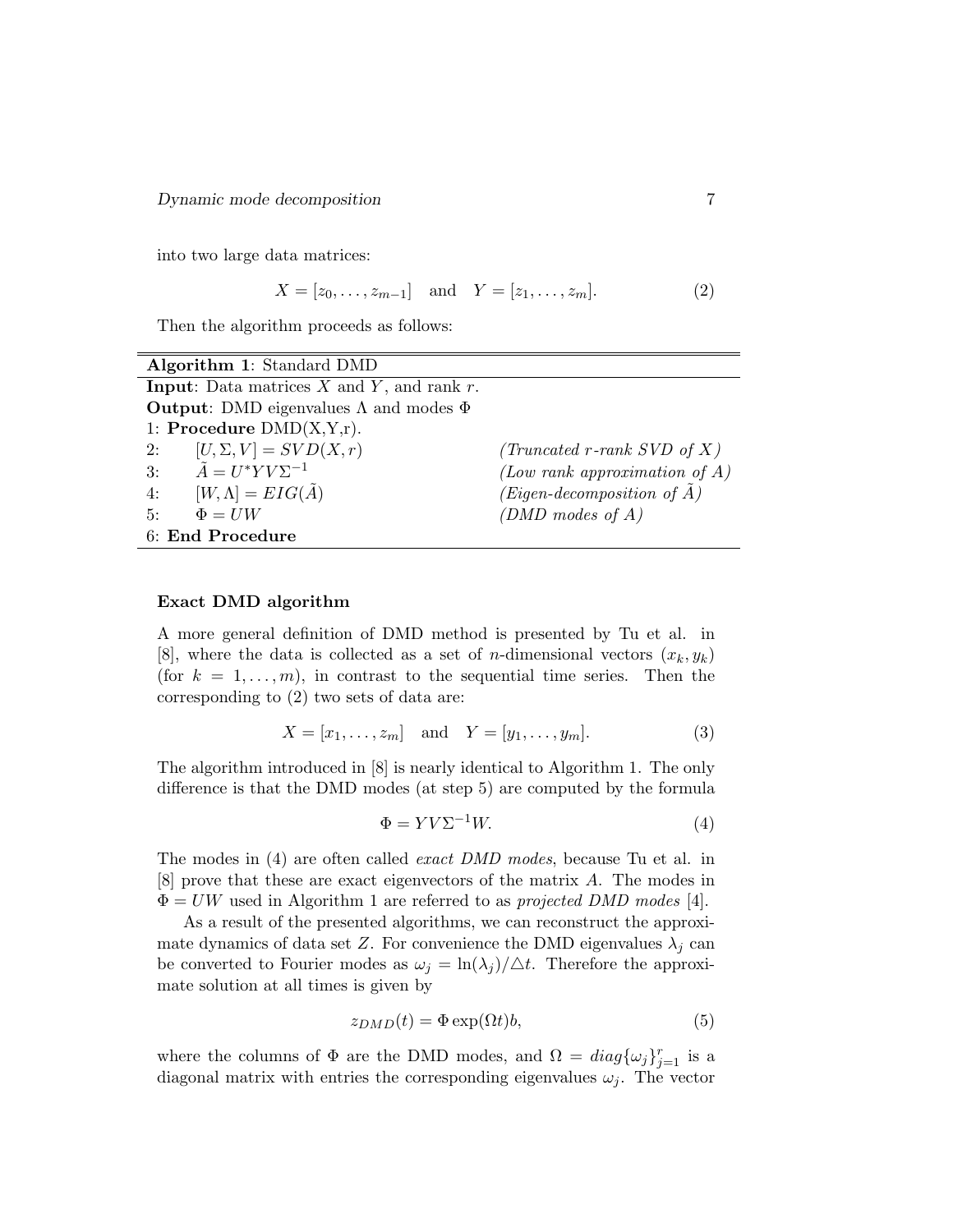into two large data matrices:

$$X = [z_0, \dots, z_{m-1}] \quad \text{and} \quad Y = [z_1, \dots, z_m]. \tag{2}$$

Then the algorithm proceeds as follows:

| **Algorithm 1**: Standard DMD | |
|---|---|
| **Input**: Data matrices $X$ and $Y$, and rank $r$. | |
| **Output**: DMD eigenvalues $\Lambda$ and modes $\Phi$ | |
| 1: **Procedure** DMD(X,Y,r). | |
| 2: $[U, \Sigma, V] = SVD(X, r)$ | *(Truncated r-rank SVD of X)* |
| 3: $\tilde{A} = U^* Y V \Sigma^{-1}$ | *(Low rank approximation of A)* |
| 4: $[W, \Lambda] = EIG(\tilde{A})$ | *(Eigen-decomposition of $\tilde{A}$)* |
| 5: $\Phi = UW$ | *(DMD modes of A)* |
| 6: **End Procedure** | |

### Exact DMD algorithm

A more general definition of DMD method is presented by Tu et al. in [8], where the data is collected as a set of $n$-dimensional vectors $(x_k, y_k)$ (for $k = 1, \dots, m$), in contrast to the sequential time series. Then the corresponding to (2) two sets of data are:

$$X = [x_1, \dots, z_m] \quad \text{and} \quad Y = [y_1, \dots, y_m]. \tag{3}$$

The algorithm introduced in [8] is nearly identical to Algorithm 1. The only difference is that the DMD modes (at step 5) are computed by the formula

$$\Phi = Y V \Sigma^{-1} W. \tag{4}$$

The modes in (4) are often called *exact DMD modes*, because Tu et al. in [8] prove that these are exact eigenvectors of the matrix $A$. The modes in $\Phi = UW$ used in Algorithm 1 are referred to as *projected DMD modes* [4].

As a result of the presented algorithms, we can reconstruct the approximate dynamics of data set $Z$. For convenience the DMD eigenvalues $\lambda_j$ can be converted to Fourier modes as $\omega_j = \ln(\lambda_j)/\triangle t$. Therefore the approximate solution at all times is given by

$$z_{DMD}(t) = \Phi \exp(\Omega t) b, \tag{5}$$

where the columns of $\Phi$ are the DMD modes, and $\Omega = diag\{\omega_j\}_{j=1}^{r}$ is a diagonal matrix with entries the corresponding eigenvalues $\omega_j$. The vector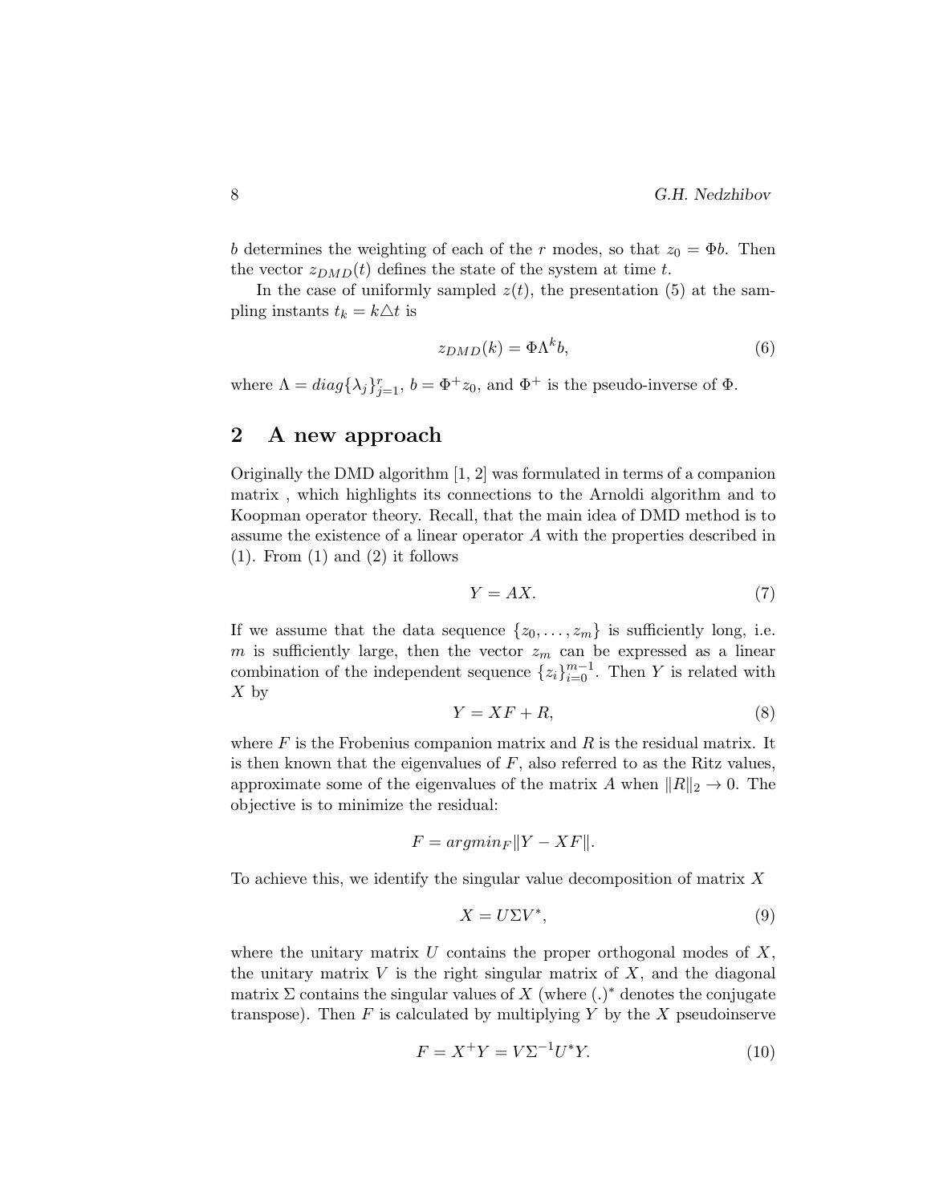$b$ determines the weighting of each of the $r$ modes, so that $z_0 = \Phi b$. Then the vector $z_{DMD}(t)$ defines the state of the system at time $t$.

In the case of uniformly sampled $z(t)$, the presentation (5) at the sampling instants $t_k = k\triangle t$ is

$$z_{DMD}(k) = \Phi \Lambda^k b, \tag{6}$$

where $\Lambda = diag\{\lambda_j\}_{j=1}^r$, $b = \Phi^+ z_0$, and $\Phi^+$ is the pseudo-inverse of $\Phi$.

## 2 A new approach

Originally the DMD algorithm [1, 2] was formulated in terms of a companion matrix , which highlights its connections to the Arnoldi algorithm and to Koopman operator theory. Recall, that the main idea of DMD method is to assume the existence of a linear operator $A$ with the properties described in (1). From (1) and (2) it follows

$$Y = AX. \tag{7}$$

If we assume that the data sequence $\{z_0, \ldots, z_m\}$ is sufficiently long, i.e. $m$ is sufficiently large, then the vector $z_m$ can be expressed as a linear combination of the independent sequence $\{z_i\}_{i=0}^{m-1}$. Then $Y$ is related with $X$ by

$$Y = XF + R, \tag{8}$$

where $F$ is the Frobenius companion matrix and $R$ is the residual matrix. It is then known that the eigenvalues of $F$, also referred to as the Ritz values, approximate some of the eigenvalues of the matrix $A$ when $\|R\|_2 \to 0$. The objective is to minimize the residual:

$$F = argmin_F \|Y - XF\|.$$

To achieve this, we identify the singular value decomposition of matrix $X$

$$X = U\Sigma V^*, \tag{9}$$

where the unitary matrix $U$ contains the proper orthogonal modes of $X$, the unitary matrix $V$ is the right singular matrix of $X$, and the diagonal matrix $\Sigma$ contains the singular values of $X$ (where $(.)^*$ denotes the conjugate transpose). Then $F$ is calculated by multiplying $Y$ by the $X$ pseudoinserve

$$F = X^+ Y = V\Sigma^{-1}U^*Y. \tag{10}$$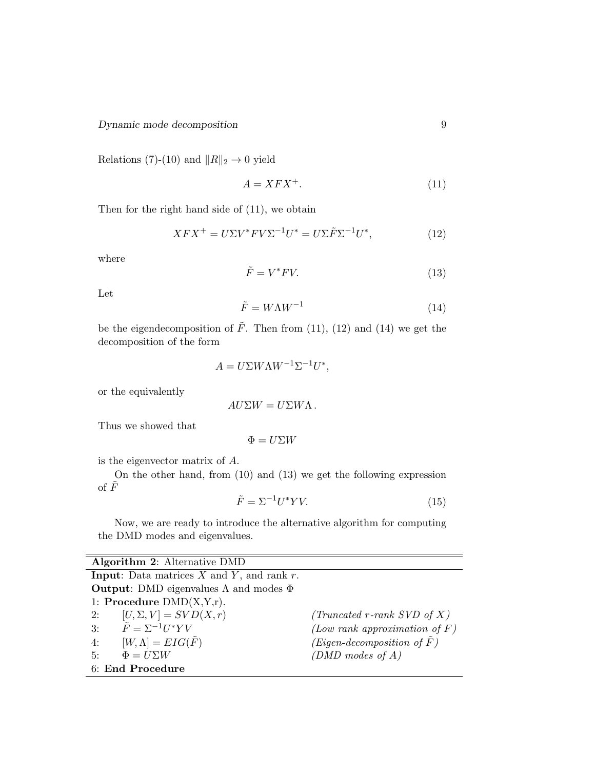Relations (7)-(10) and $\|R\|_2 \to 0$ yield

$$A = XFX^+. \tag{11}$$

Then for the right hand side of (11), we obtain

$$XFX^+ = U\Sigma V^* F V \Sigma^{-1} U^* = U\Sigma \tilde{F} \Sigma^{-1} U^*, \tag{12}$$

where

$$\tilde{F} = V^* F V. \tag{13}$$

Let

$$\tilde{F} = W\Lambda W^{-1} \tag{14}$$

be the eigendecomposition of $\tilde{F}$. Then from (11), (12) and (14) we get the decomposition of the form

$$A = U\Sigma W \Lambda W^{-1} \Sigma^{-1} U^*,$$

or the equivalently

$$AU\Sigma W = U\Sigma W \Lambda\,.$$

Thus we showed that

$$\Phi = U\Sigma W$$

is the eigenvector matrix of $A$.

On the other hand, from (10) and (13) we get the following expression of $\tilde{F}$

$$\tilde{F} = \Sigma^{-1} U^* Y V. \tag{15}$$

Now, we are ready to introduce the alternative algorithm for computing the DMD modes and eigenvalues.

---

**Algorithm 2**: Alternative DMD

**Input**: Data matrices $X$ and $Y$, and rank $r$.
**Output**: DMD eigenvalues $\Lambda$ and modes $\Phi$

1: **Procedure** DMD(X,Y,r).
2: $[U, \Sigma, V] = SVD(X, r)$ *(Truncated $r$-rank SVD of $X$)*
3: $\tilde{F} = \Sigma^{-1} U^* Y V$ *(Low rank approximation of $F$)*
4: $[W, \Lambda] = EIG(\tilde{F})$ *(Eigen-decomposition of $\tilde{F}$)*
5: $\Phi = U\Sigma W$ *(DMD modes of $A$)*
6: **End Procedure**

---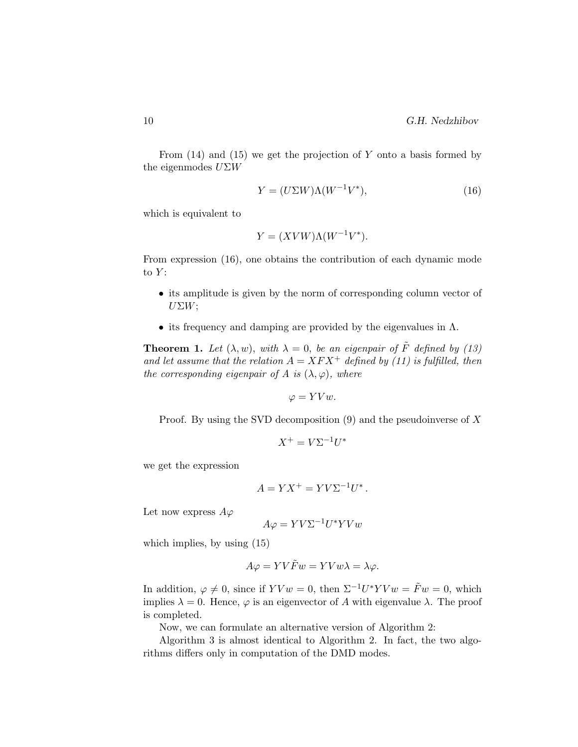From (14) and (15) we get the projection of $Y$ onto a basis formed by the eigenmodes $U\Sigma W$

$$Y = (U\Sigma W)\Lambda(W^{-1}V^*), \tag{16}$$

which is equivalent to

$$Y = (XVW)\Lambda(W^{-1}V^*).$$

From expression (16), one obtains the contribution of each dynamic mode to $Y$:

- its amplitude is given by the norm of corresponding column vector of $U\Sigma W$;
- its frequency and damping are provided by the eigenvalues in $\Lambda$.

**Theorem 1.** *Let $(\lambda, w)$, with $\lambda = 0$, be an eigenpair of $\tilde{F}$ defined by (13) and let assume that the relation $A = XFX^+$ defined by (11) is fulfilled, then the corresponding eigenpair of $A$ is $(\lambda, \varphi)$, where*

$$\varphi = YVw.$$

Proof. By using the SVD decomposition (9) and the pseudoinverse of $X$

$$X^+ = V\Sigma^{-1}U^*$$

we get the expression

$$A = YX^+ = YV\Sigma^{-1}U^*.$$

Let now express $A\varphi$

$$A\varphi = YV\Sigma^{-1}U^*YVw$$

which implies, by using (15)

$$A\varphi = YV\tilde{F}w = YVw\lambda = \lambda\varphi.$$

In addition, $\varphi \neq 0$, since if $YVw = 0$, then $\Sigma^{-1}U^*YVw = \tilde{F}w = 0$, which implies $\lambda = 0$. Hence, $\varphi$ is an eigenvector of $A$ with eigenvalue $\lambda$. The proof is completed.

Now, we can formulate an alternative version of Algorithm 2:

Algorithm 3 is almost identical to Algorithm 2. In fact, the two algorithms differs only in computation of the DMD modes.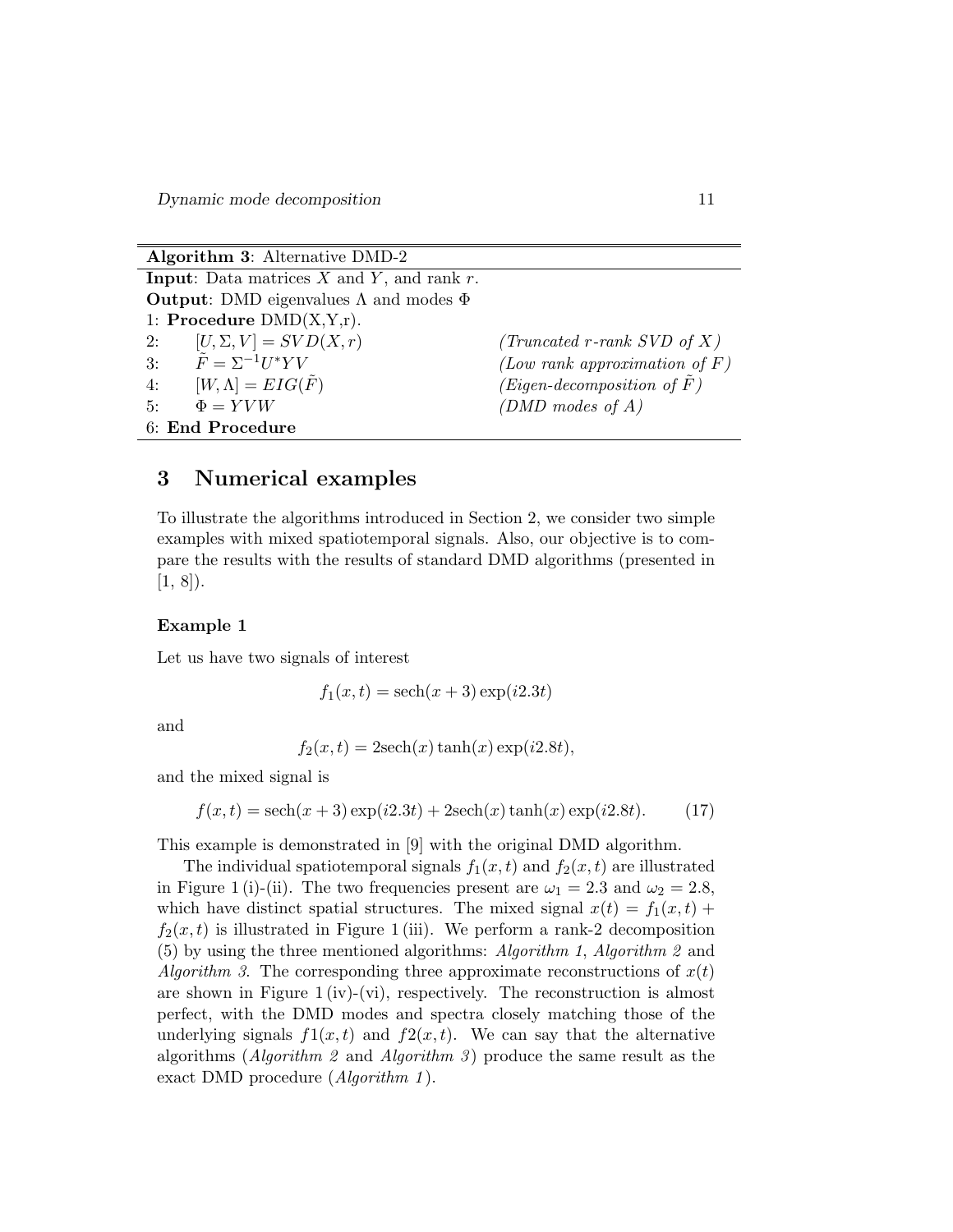| **Algorithm 3**: Alternative DMD-2 | |
|---|---|
| **Input**: Data matrices $X$ and $Y$, and rank $r$. | |
| **Output**: DMD eigenvalues $\Lambda$ and modes $\Phi$ | |
| 1: **Procedure** DMD(X,Y,r). | |
| 2: $[U, \Sigma, V] = SVD(X, r)$ | *(Truncated $r$-rank SVD of $X$)* |
| 3: $\tilde{F} = \Sigma^{-1}U^*YV$ | *(Low rank approximation of $F$)* |
| 4: $[W, \Lambda] = EIG(\tilde{F})$ | *(Eigen-decomposition of $\tilde{F}$)* |
| 5: $\Phi = YVW$ | *(DMD modes of $A$)* |
| 6: **End Procedure** | |

## 3 Numerical examples

To illustrate the algorithms introduced in Section 2, we consider two simple examples with mixed spatiotemporal signals. Also, our objective is to compare the results with the results of standard DMD algorithms (presented in [1, 8]).

### Example 1

Let us have two signals of interest

$$f_1(x,t) = \text{sech}(x+3)\exp(i2.3t)$$

and

$$f_2(x,t) = 2\text{sech}(x)\tanh(x)\exp(i2.8t),$$

and the mixed signal is

$$f(x,t) = \text{sech}(x+3)\exp(i2.3t) + 2\text{sech}(x)\tanh(x)\exp(i2.8t). \qquad (17)$$

This example is demonstrated in [9] with the original DMD algorithm.

The individual spatiotemporal signals $f_1(x,t)$ and $f_2(x,t)$ are illustrated in Figure 1 (i)-(ii). The two frequencies present are $\omega_1 = 2.3$ and $\omega_2 = 2.8$, which have distinct spatial structures. The mixed signal $x(t) = f_1(x,t) + f_2(x,t)$ is illustrated in Figure 1 (iii). We perform a rank-2 decomposition (5) by using the three mentioned algorithms: *Algorithm 1*, *Algorithm 2* and *Algorithm 3*. The corresponding three approximate reconstructions of $x(t)$ are shown in Figure 1 (iv)-(vi), respectively. The reconstruction is almost perfect, with the DMD modes and spectra closely matching those of the underlying signals $f1(x,t)$ and $f2(x,t)$. We can say that the alternative algorithms (*Algorithm 2* and *Algorithm 3*) produce the same result as the exact DMD procedure (*Algorithm 1*).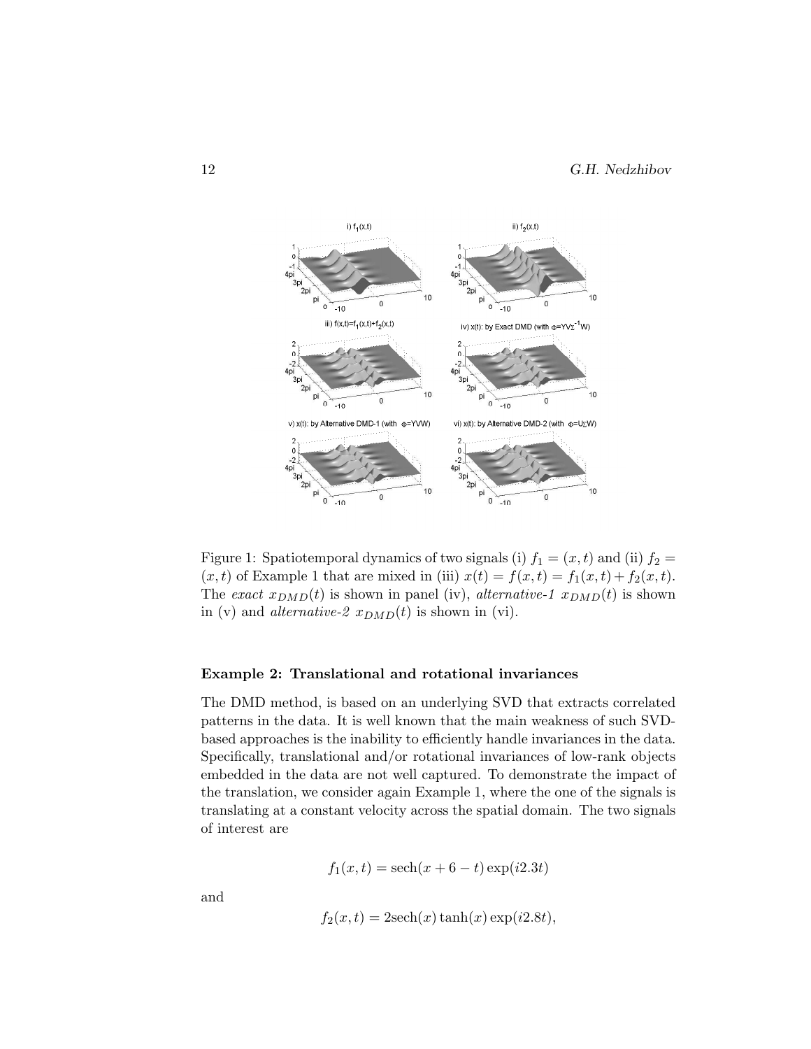Figure 1: Spatiotemporal dynamics of two signals (i) $f_1 = (x,t)$ and (ii) $f_2 = (x,t)$ of Example 1 that are mixed in (iii) $x(t) = f(x,t) = f_1(x,t) + f_2(x,t)$. The *exact* $x_{DMD}(t)$ is shown in panel (iv), *alternative-1* $x_{DMD}(t)$ is shown in (v) and *alternative-2* $x_{DMD}(t)$ is shown in (vi).

**Example 2: Translational and rotational invariances**

The DMD method, is based on an underlying SVD that extracts correlated patterns in the data. It is well known that the main weakness of such SVD-based approaches is the inability to efficiently handle invariances in the data. Specifically, translational and/or rotational invariances of low-rank objects embedded in the data are not well captured. To demonstrate the impact of the translation, we consider again Example 1, where the one of the signals is translating at a constant velocity across the spatial domain. The two signals of interest are

$$f_1(x,t) = \text{sech}(x + 6 - t)\exp(i2.3t)$$

and

$$f_2(x,t) = 2\text{sech}(x)\tanh(x)\exp(i2.8t),$$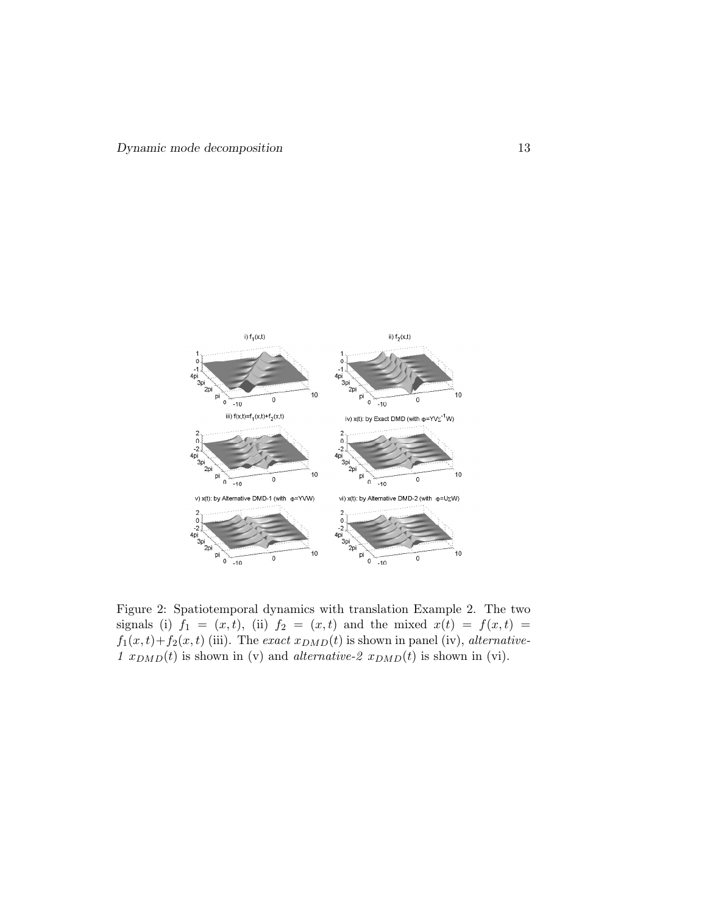Figure 2: Spatiotemporal dynamics with translation Example 2. The two signals (i) $f_1 = (x,t)$, (ii) $f_2 = (x,t)$ and the mixed $x(t) = f(x,t) = f_1(x,t)+f_2(x,t)$ (iii). The *exact* $x_{DMD}(t)$ is shown in panel (iv), *alternative-1* $x_{DMD}(t)$ is shown in (v) and *alternative-2* $x_{DMD}(t)$ is shown in (vi).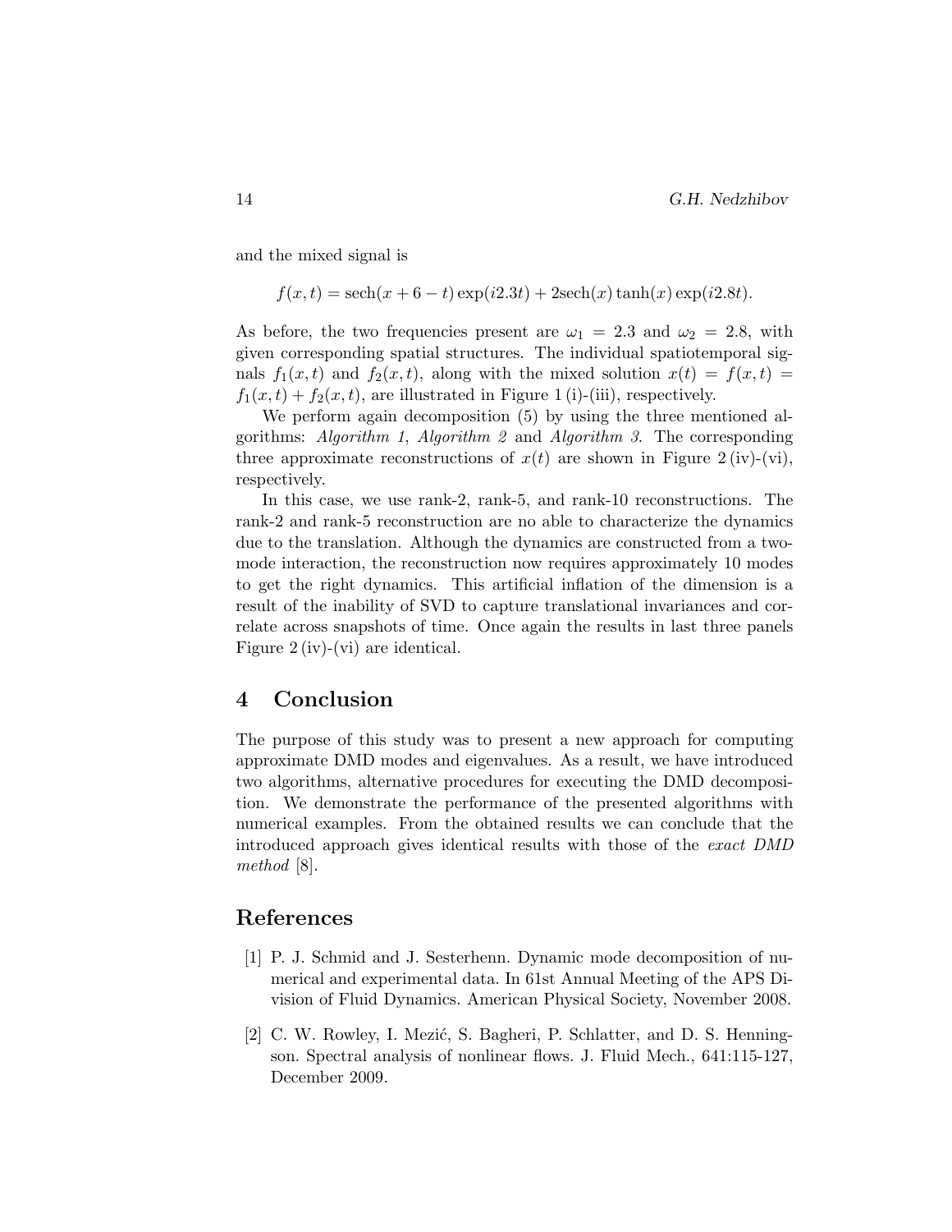and the mixed signal is

$$f(x,t) = \text{sech}(x + 6 - t) \exp(i2.3t) + 2\text{sech}(x) \tanh(x) \exp(i2.8t).$$

As before, the two frequencies present are $\omega_1 = 2.3$ and $\omega_2 = 2.8$, with given corresponding spatial structures. The individual spatiotemporal signals $f_1(x,t)$ and $f_2(x,t)$, along with the mixed solution $x(t) = f(x,t) = f_1(x,t) + f_2(x,t)$, are illustrated in Figure 1 (i)-(iii), respectively.

We perform again decomposition (5) by using the three mentioned algorithms: *Algorithm 1*, *Algorithm 2* and *Algorithm 3*. The corresponding three approximate reconstructions of $x(t)$ are shown in Figure 2 (iv)-(vi), respectively.

In this case, we use rank-2, rank-5, and rank-10 reconstructions. The rank-2 and rank-5 reconstruction are no able to characterize the dynamics due to the translation. Although the dynamics are constructed from a two-mode interaction, the reconstruction now requires approximately 10 modes to get the right dynamics. This artificial inflation of the dimension is a result of the inability of SVD to capture translational invariances and correlate across snapshots of time. Once again the results in last three panels Figure 2 (iv)-(vi) are identical.

## 4 Conclusion

The purpose of this study was to present a new approach for computing approximate DMD modes and eigenvalues. As a result, we have introduced two algorithms, alternative procedures for executing the DMD decomposition. We demonstrate the performance of the presented algorithms with numerical examples. From the obtained results we can conclude that the introduced approach gives identical results with those of the *exact DMD method* [8].

## References

[1] P. J. Schmid and J. Sesterhenn. Dynamic mode decomposition of numerical and experimental data. In 61st Annual Meeting of the APS Division of Fluid Dynamics. American Physical Society, November 2008.

[2] C. W. Rowley, I. Mezić, S. Bagheri, P. Schlatter, and D. S. Henningson. Spectral analysis of nonlinear flows. J. Fluid Mech., 641:115-127, December 2009.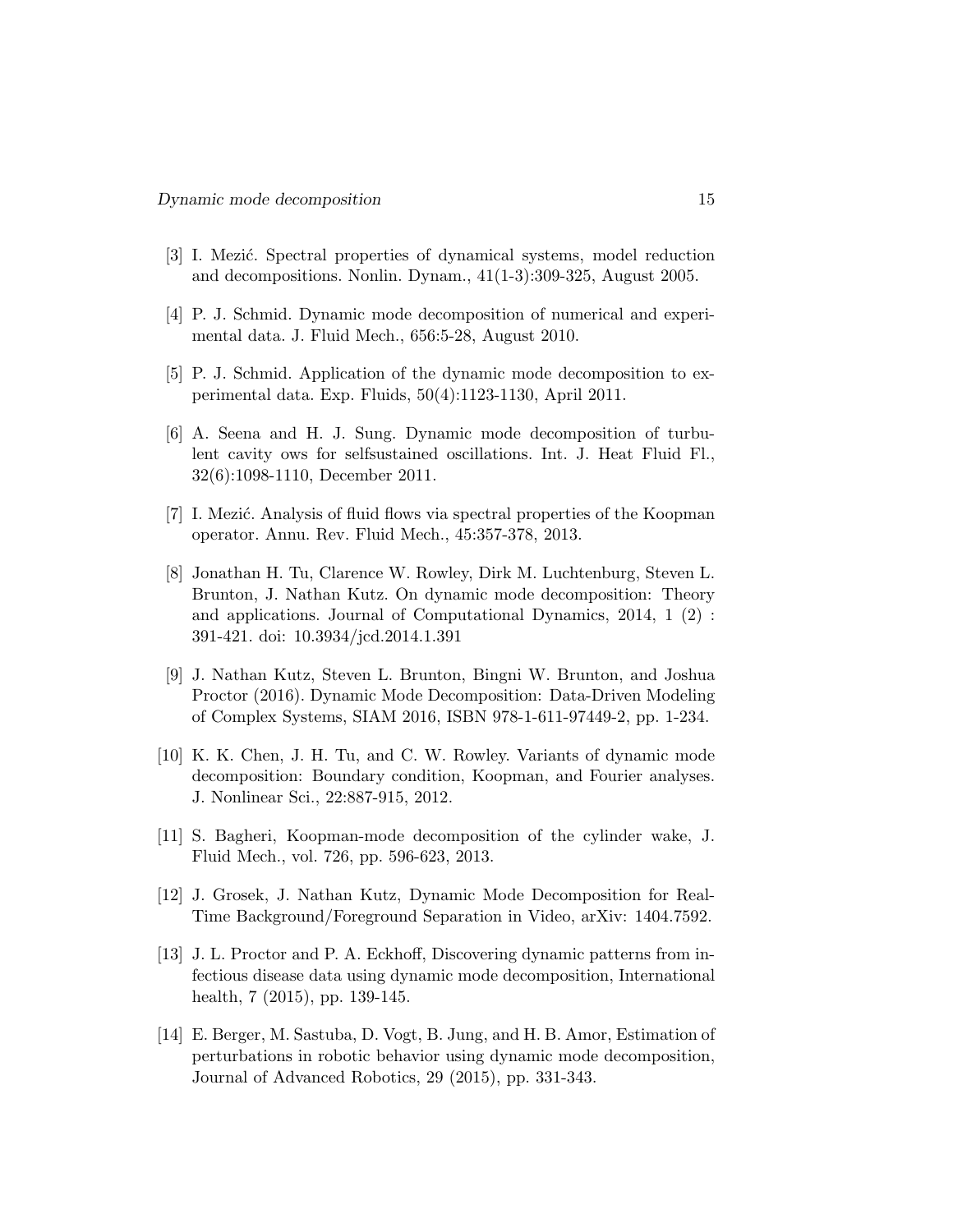[3] I. Mezić. Spectral properties of dynamical systems, model reduction and decompositions. Nonlin. Dynam., 41(1-3):309-325, August 2005.

[4] P. J. Schmid. Dynamic mode decomposition of numerical and experimental data. J. Fluid Mech., 656:5-28, August 2010.

[5] P. J. Schmid. Application of the dynamic mode decomposition to experimental data. Exp. Fluids, 50(4):1123-1130, April 2011.

[6] A. Seena and H. J. Sung. Dynamic mode decomposition of turbulent cavity ows for selfsustained oscillations. Int. J. Heat Fluid Fl., 32(6):1098-1110, December 2011.

[7] I. Mezić. Analysis of fluid flows via spectral properties of the Koopman operator. Annu. Rev. Fluid Mech., 45:357-378, 2013.

[8] Jonathan H. Tu, Clarence W. Rowley, Dirk M. Luchtenburg, Steven L. Brunton, J. Nathan Kutz. On dynamic mode decomposition: Theory and applications. Journal of Computational Dynamics, 2014, 1 (2) : 391-421. doi: 10.3934/jcd.2014.1.391

[9] J. Nathan Kutz, Steven L. Brunton, Bingni W. Brunton, and Joshua Proctor (2016). Dynamic Mode Decomposition: Data-Driven Modeling of Complex Systems, SIAM 2016, ISBN 978-1-611-97449-2, pp. 1-234.

[10] K. K. Chen, J. H. Tu, and C. W. Rowley. Variants of dynamic mode decomposition: Boundary condition, Koopman, and Fourier analyses. J. Nonlinear Sci., 22:887-915, 2012.

[11] S. Bagheri, Koopman-mode decomposition of the cylinder wake, J. Fluid Mech., vol. 726, pp. 596-623, 2013.

[12] J. Grosek, J. Nathan Kutz, Dynamic Mode Decomposition for Real-Time Background/Foreground Separation in Video, arXiv: 1404.7592.

[13] J. L. Proctor and P. A. Eckhoff, Discovering dynamic patterns from infectious disease data using dynamic mode decomposition, International health, 7 (2015), pp. 139-145.

[14] E. Berger, M. Sastuba, D. Vogt, B. Jung, and H. B. Amor, Estimation of perturbations in robotic behavior using dynamic mode decomposition, Journal of Advanced Robotics, 29 (2015), pp. 331-343.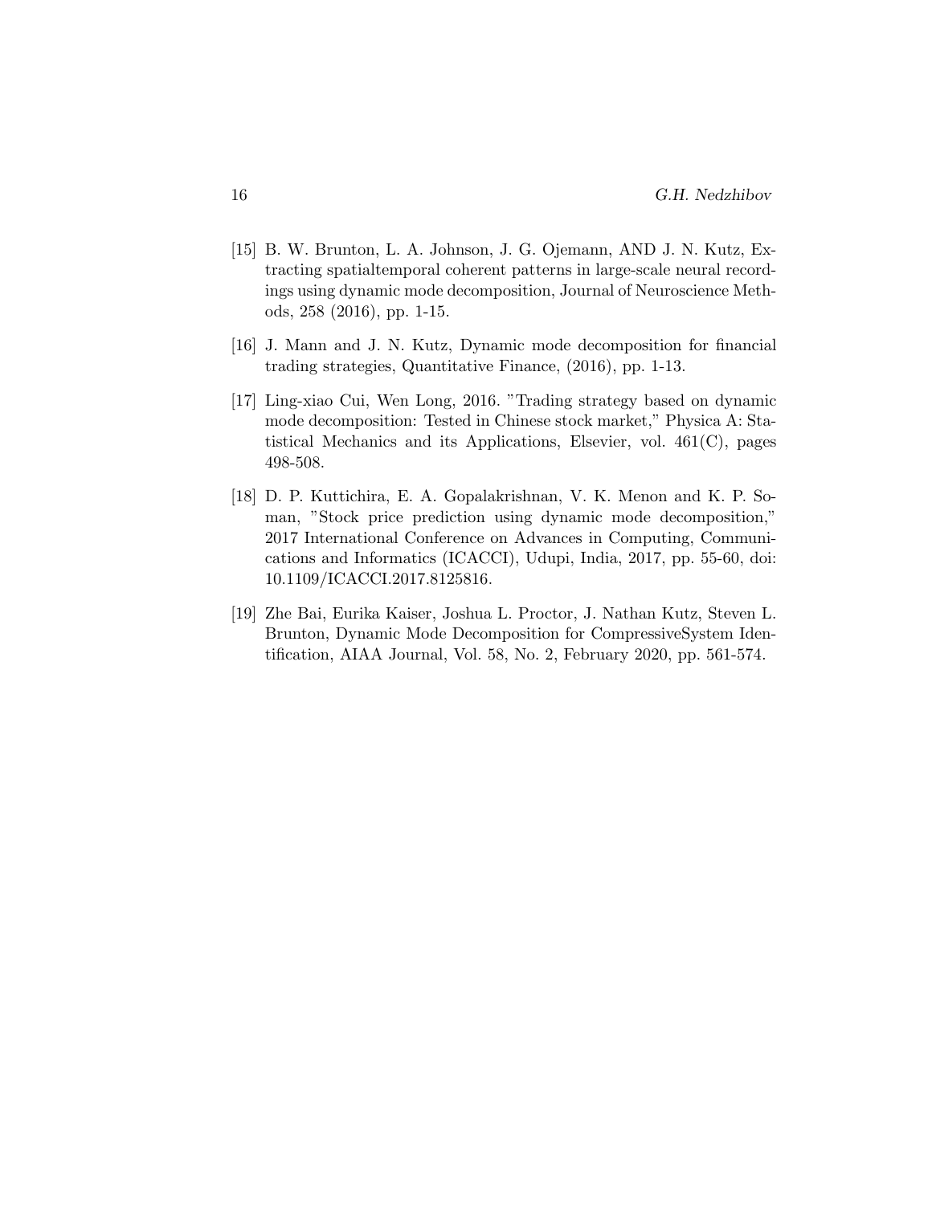[15] B. W. Brunton, L. A. Johnson, J. G. Ojemann, AND J. N. Kutz, Extracting spatialtemporal coherent patterns in large-scale neural recordings using dynamic mode decomposition, Journal of Neuroscience Methods, 258 (2016), pp. 1-15.

[16] J. Mann and J. N. Kutz, Dynamic mode decomposition for financial trading strategies, Quantitative Finance, (2016), pp. 1-13.

[17] Ling-xiao Cui, Wen Long, 2016. "Trading strategy based on dynamic mode decomposition: Tested in Chinese stock market," Physica A: Statistical Mechanics and its Applications, Elsevier, vol. 461(C), pages 498-508.

[18] D. P. Kuttichira, E. A. Gopalakrishnan, V. K. Menon and K. P. Soman, "Stock price prediction using dynamic mode decomposition," 2017 International Conference on Advances in Computing, Communications and Informatics (ICACCI), Udupi, India, 2017, pp. 55-60, doi: 10.1109/ICACCI.2017.8125816.

[19] Zhe Bai, Eurika Kaiser, Joshua L. Proctor, J. Nathan Kutz, Steven L. Brunton, Dynamic Mode Decomposition for CompressiveSystem Identification, AIAA Journal, Vol. 58, No. 2, February 2020, pp. 561-574.